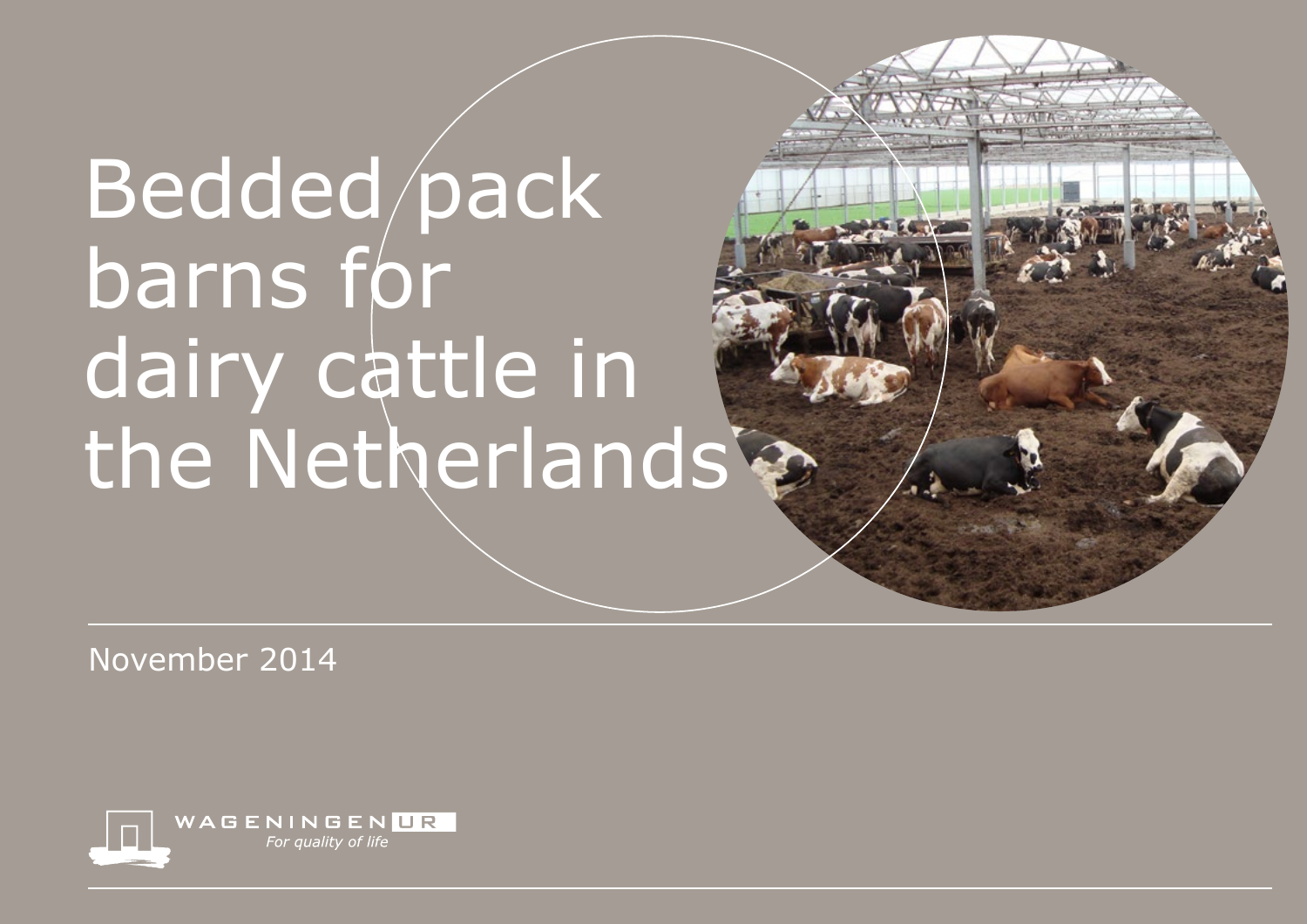# Bedded pack barns for dairy cattle in the Netherlands

November 2014

WAGENINGEN UR
*For quality of life*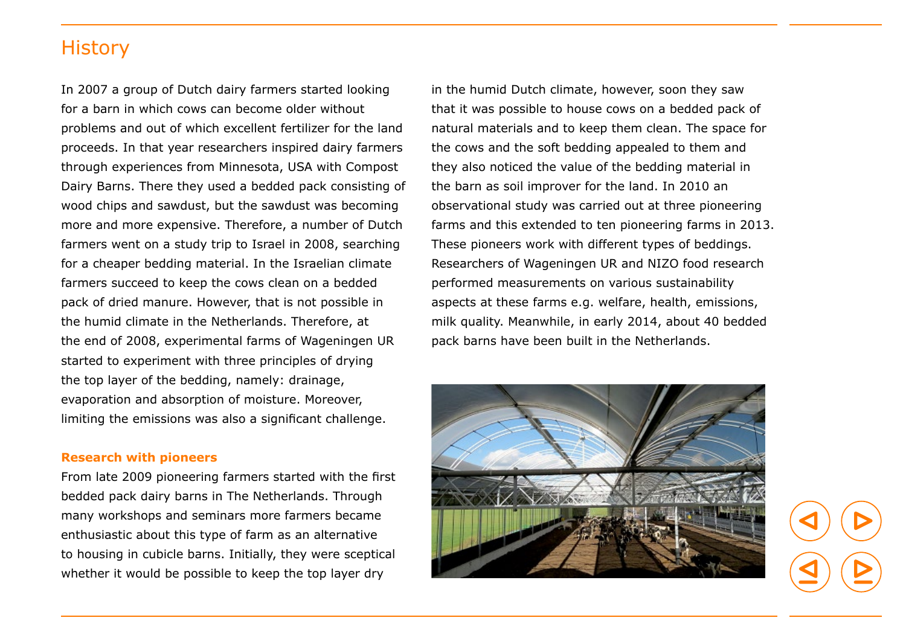# History

In 2007 a group of Dutch dairy farmers started looking for a barn in which cows can become older without problems and out of which excellent fertilizer for the land proceeds. In that year researchers inspired dairy farmers through experiences from Minnesota, USA with Compost Dairy Barns. There they used a bedded pack consisting of wood chips and sawdust, but the sawdust was becoming more and more expensive. Therefore, a number of Dutch farmers went on a study trip to Israel in 2008, searching for a cheaper bedding material. In the Israelian climate farmers succeed to keep the cows clean on a bedded pack of dried manure. However, that is not possible in the humid climate in the Netherlands. Therefore, at the end of 2008, experimental farms of Wageningen UR started to experiment with three principles of drying the top layer of the bedding, namely: drainage, evaporation and absorption of moisture. Moreover, limiting the emissions was also a significant challenge.

### Research with pioneers

From late 2009 pioneering farmers started with the first bedded pack dairy barns in The Netherlands. Through many workshops and seminars more farmers became enthusiastic about this type of farm as an alternative to housing in cubicle barns. Initially, they were sceptical whether it would be possible to keep the top layer dry in the humid Dutch climate, however, soon they saw that it was possible to house cows on a bedded pack of natural materials and to keep them clean. The space for the cows and the soft bedding appealed to them and they also noticed the value of the bedding material in the barn as soil improver for the land. In 2010 an observational study was carried out at three pioneering farms and this extended to ten pioneering farms in 2013. These pioneers work with different types of beddings. Researchers of Wageningen UR and NIZO food research performed measurements on various sustainability aspects at these farms e.g. welfare, health, emissions, milk quality. Meanwhile, in early 2014, about 40 bedded pack barns have been built in the Netherlands.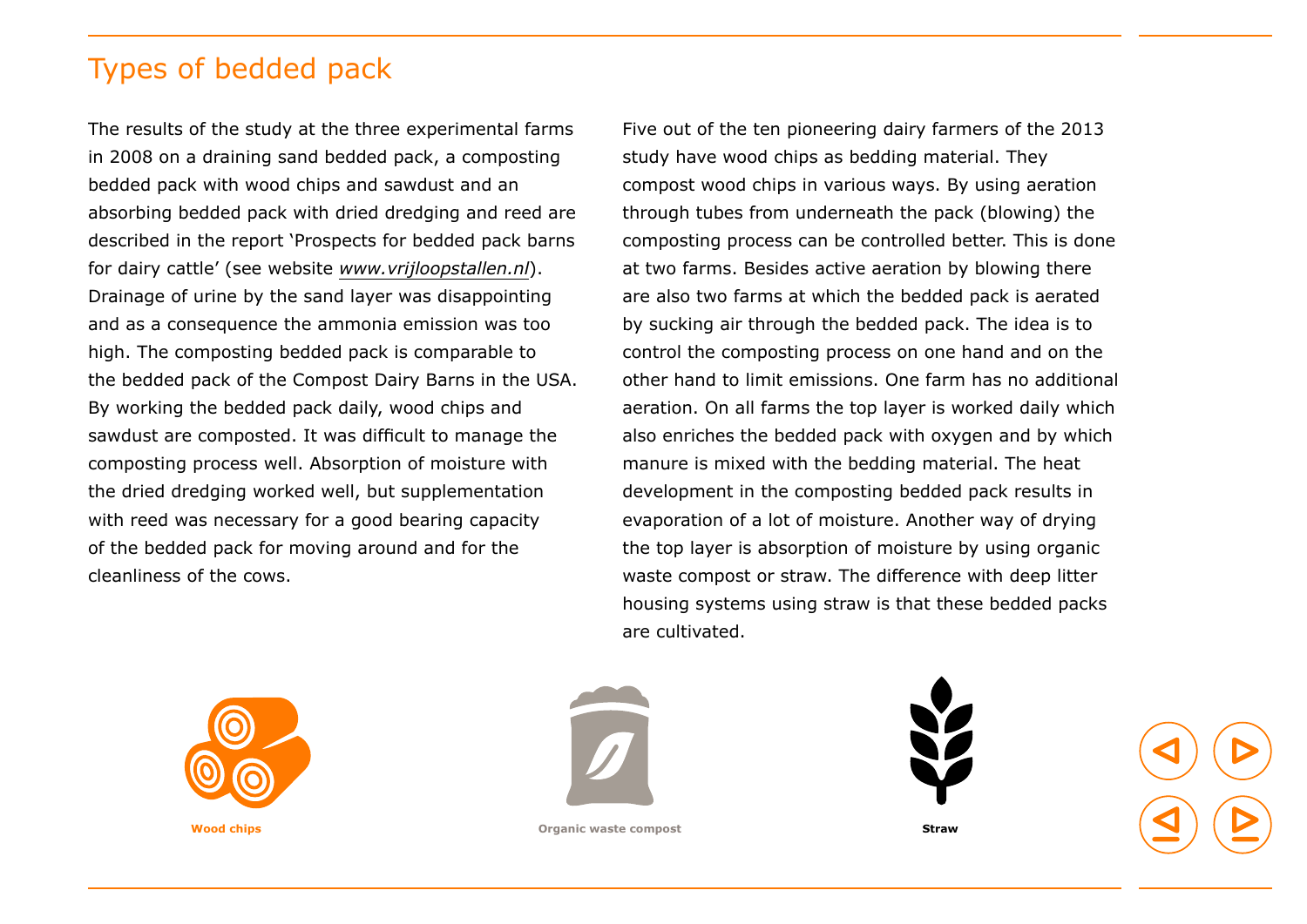# Types of bedded pack

The results of the study at the three experimental farms in 2008 on a draining sand bedded pack, a composting bedded pack with wood chips and sawdust and an absorbing bedded pack with dried dredging and reed are described in the report 'Prospects for bedded pack barns for dairy cattle' (see website *www.vrijloopstallen.nl*). Drainage of urine by the sand layer was disappointing and as a consequence the ammonia emission was too high. The composting bedded pack is comparable to the bedded pack of the Compost Dairy Barns in the USA. By working the bedded pack daily, wood chips and sawdust are composted. It was difficult to manage the composting process well. Absorption of moisture with the dried dredging worked well, but supplementation with reed was necessary for a good bearing capacity of the bedded pack for moving around and for the cleanliness of the cows.

Five out of the ten pioneering dairy farmers of the 2013 study have wood chips as bedding material. They compost wood chips in various ways. By using aeration through tubes from underneath the pack (blowing) the composting process can be controlled better. This is done at two farms. Besides active aeration by blowing there are also two farms at which the bedded pack is aerated by sucking air through the bedded pack. The idea is to control the composting process on one hand and on the other hand to limit emissions. One farm has no additional aeration. On all farms the top layer is worked daily which also enriches the bedded pack with oxygen and by which manure is mixed with the bedding material. The heat development in the composting bedded pack results in evaporation of a lot of moisture. Another way of drying the top layer is absorption of moisture by using organic waste compost or straw. The difference with deep litter housing systems using straw is that these bedded packs are cultivated.

**Wood chips**

**Organic waste compost**

**Straw**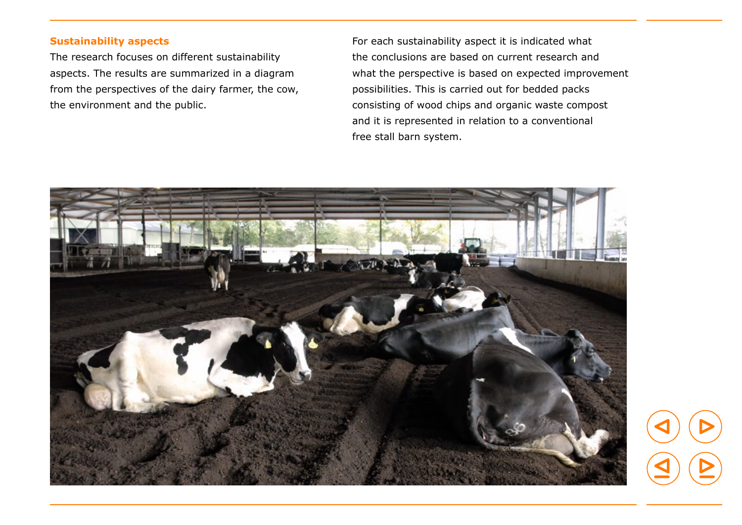### Sustainability aspects

The research focuses on different sustainability aspects. The results are summarized in a diagram from the perspectives of the dairy farmer, the cow, the environment and the public.

For each sustainability aspect it is indicated what the conclusions are based on current research and what the perspective is based on expected improvement possibilities. This is carried out for bedded packs consisting of wood chips and organic waste compost and it is represented in relation to a conventional free stall barn system.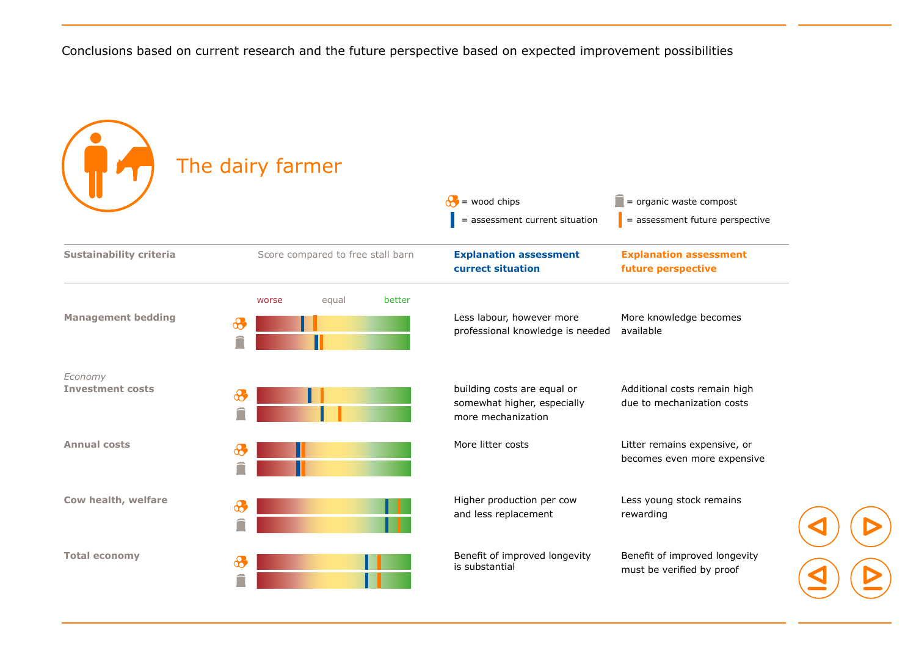Conclusions based on current research and the future perspective based on expected improvement possibilities

# The dairy farmer

= wood chips = organic waste compost

= assessment current situation = assessment future perspective

| Sustainability criteria | Score compared to free stall barn (worse – equal – better) | Explanation assessment currect situation | Explanation assessment future perspective |
|---|---|---|---|
| **Management bedding** | | Less labour, however more professional knowledge is needed | More knowledge becomes available |
| *Economy* **Investment costs** | | building costs are equal or somewhat higher, especially more mechanization | Additional costs remain high due to mechanization costs |
| **Annual costs** | | More litter costs | Litter remains expensive, or becomes even more expensive |
| **Cow health, welfare** | | Higher production per cow and less replacement | Less young stock remains rewarding |
| **Total economy** | | Benefit of improved longevity is substantial | Benefit of improved longevity must be verified by proof |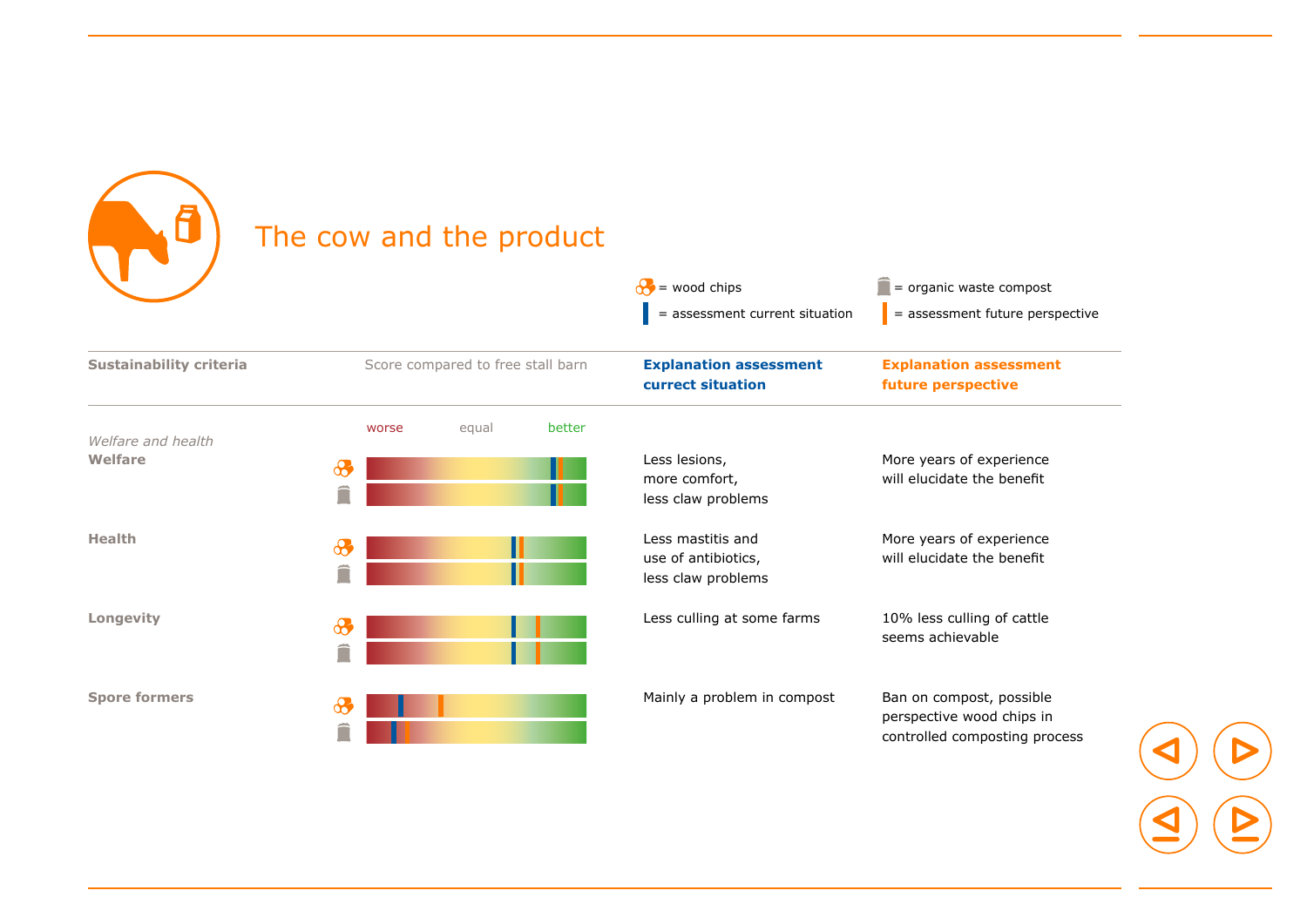# The cow and the product

= wood chips    = organic waste compost
= assessment current situation    = assessment future perspective

| Sustainability criteria | Score compared to free stall barn (worse – equal – better) | Explanation assessment currect situation | Explanation assessment future perspective |
|---|---|---|---|
| *Welfare and health* **Welfare** | | Less lesions, more comfort, less claw problems | More years of experience will elucidate the benefit |
| **Health** | | Less mastitis and use of antibiotics, less claw problems | More years of experience will elucidate the benefit |
| **Longevity** | | Less culling at some farms | 10% less culling of cattle seems achievable |
| **Spore formers** | | Mainly a problem in compost | Ban on compost, possible perspective wood chips in controlled composting process |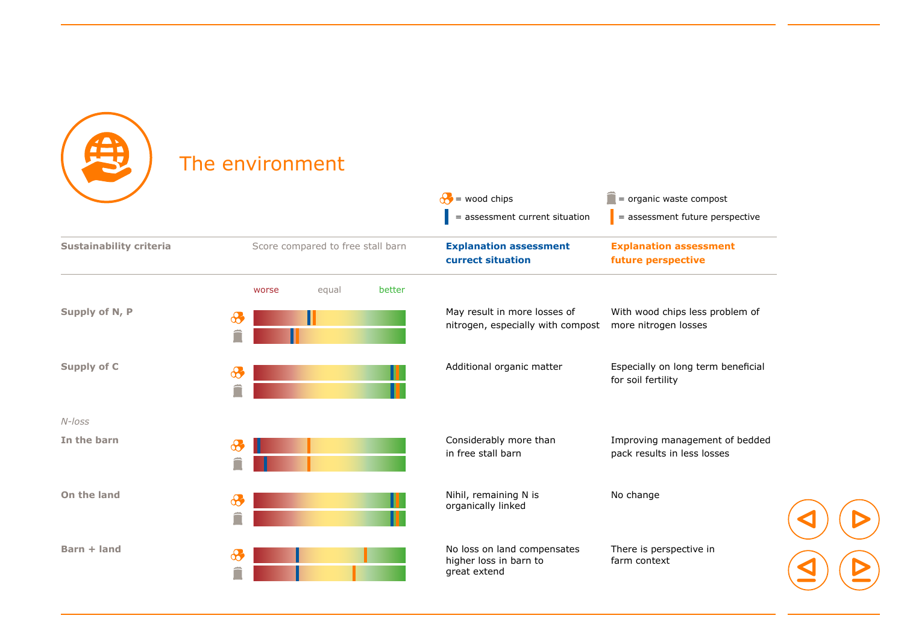# The environment

= wood chips
= organic waste compost
= assessment current situation
= assessment future perspective

| Sustainability criteria | Score compared to free stall barn (worse / equal / better) | Explanation assessment currect situation | Explanation assessment future perspective |
|---|---|---|---|
| Supply of N, P | | May result in more losses of nitrogen, especially with compost | With wood chips less problem of more nitrogen losses |
| Supply of C | | Additional organic matter | Especially on long term beneficial for soil fertility |
| *N-loss* | | | |
| In the barn | | Considerably more than in free stall barn | Improving management of bedded pack results in less losses |
| On the land | | Nihil, remaining N is organically linked | No change |
| Barn + land | | No loss on land compensates higher loss in barn to great extend | There is perspective in farm context |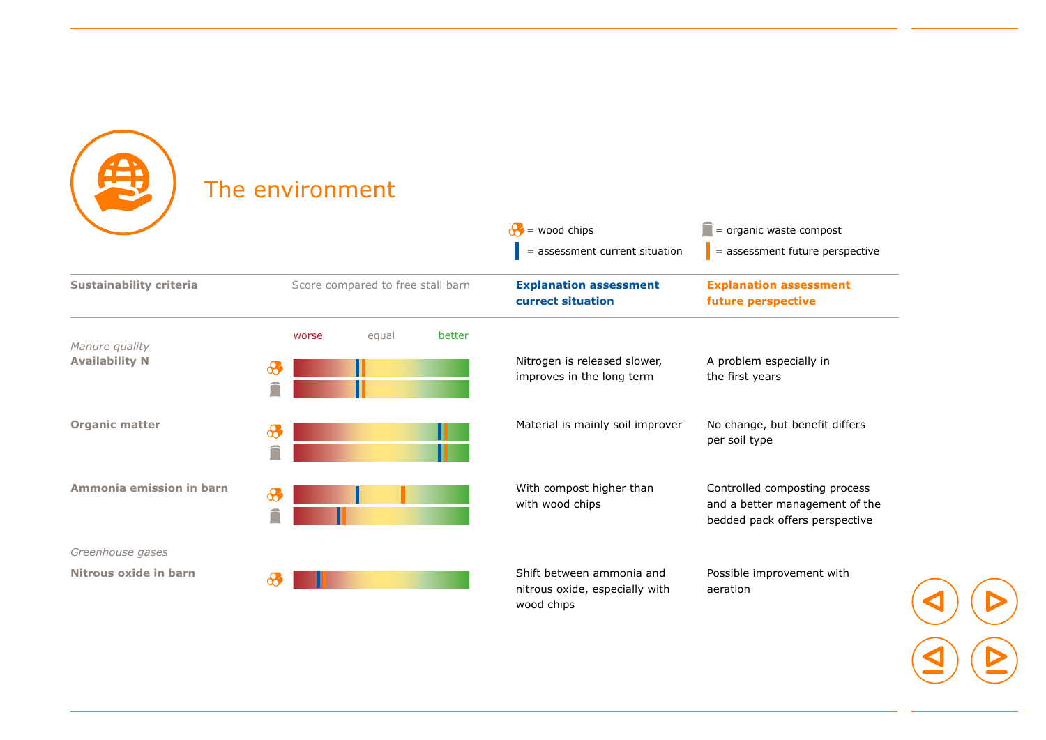# The environment

= wood chips
= organic waste compost
= assessment current situation
= assessment future perspective

| Sustainability criteria | Score compared to free stall barn (worse / equal / better) | Explanation assessment currect situation | Explanation assessment future perspective |
| --- | --- | --- | --- |
| *Manure quality* **Availability N** | | Nitrogen is released slower, improves in the long term | A problem especially in the first years |
| **Organic matter** | | Material is mainly soil improver | No change, but benefit differs per soil type |
| **Ammonia emission in barn** | | With compost higher than with wood chips | Controlled composting process and a better management of the bedded pack offers perspective |
| *Greenhouse gases* **Nitrous oxide in barn** | | Shift between ammonia and nitrous oxide, especially with wood chips | Possible improvement with aeration |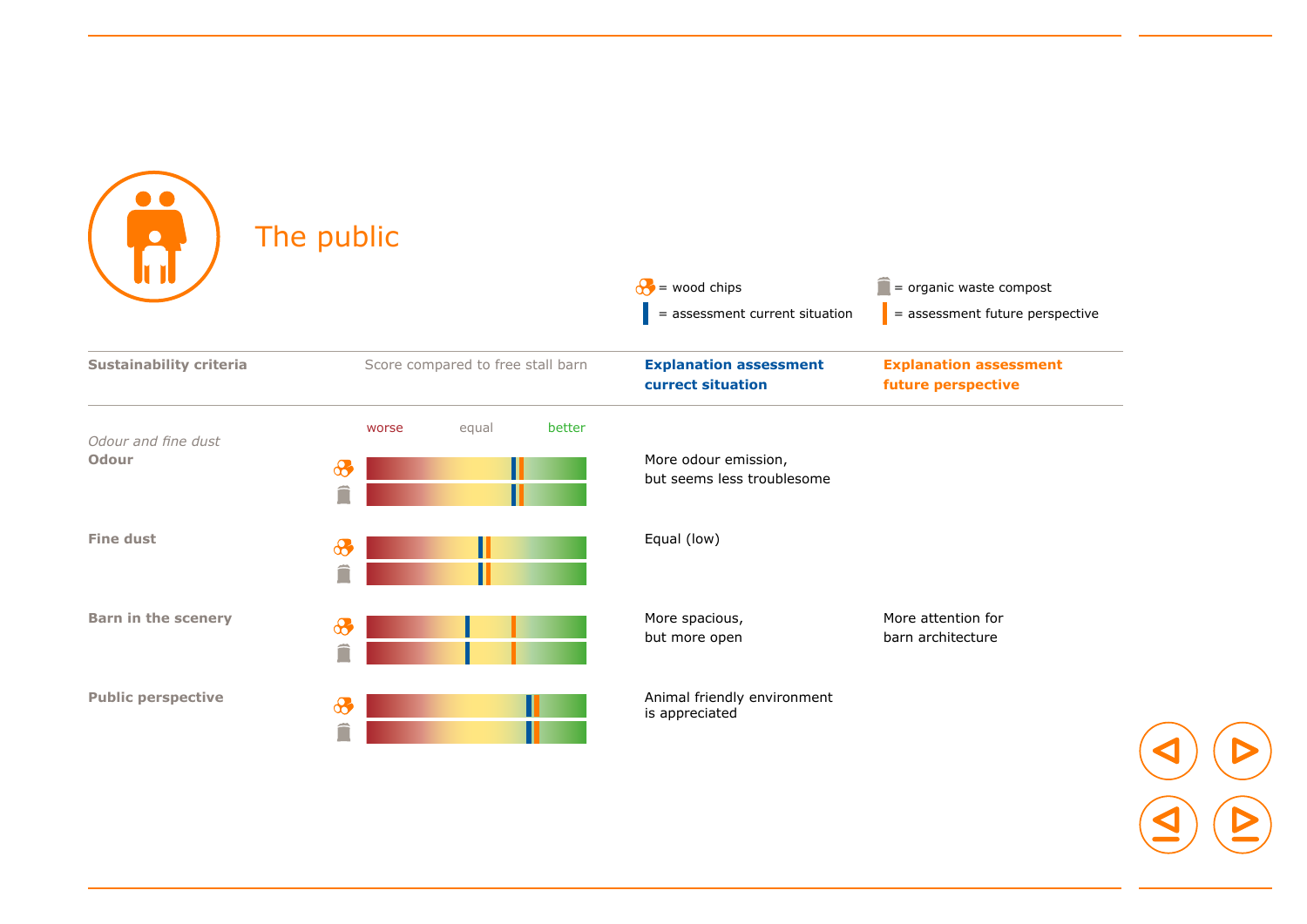# The public

= wood chips = organic waste compost

= assessment current situation = assessment future perspective

| Sustainability criteria | Score compared to free stall barn (worse – equal – better) | Explanation assessment currect situation | Explanation assessment future perspective |
|---|---|---|---|
| *Odour and fine dust* **Odour** | | More odour emission, but seems less troublesome | |
| **Fine dust** | | Equal (low) | |
| **Barn in the scenery** | | More spacious, but more open | More attention for barn architecture |
| **Public perspective** | | Animal friendly environment is appreciated | |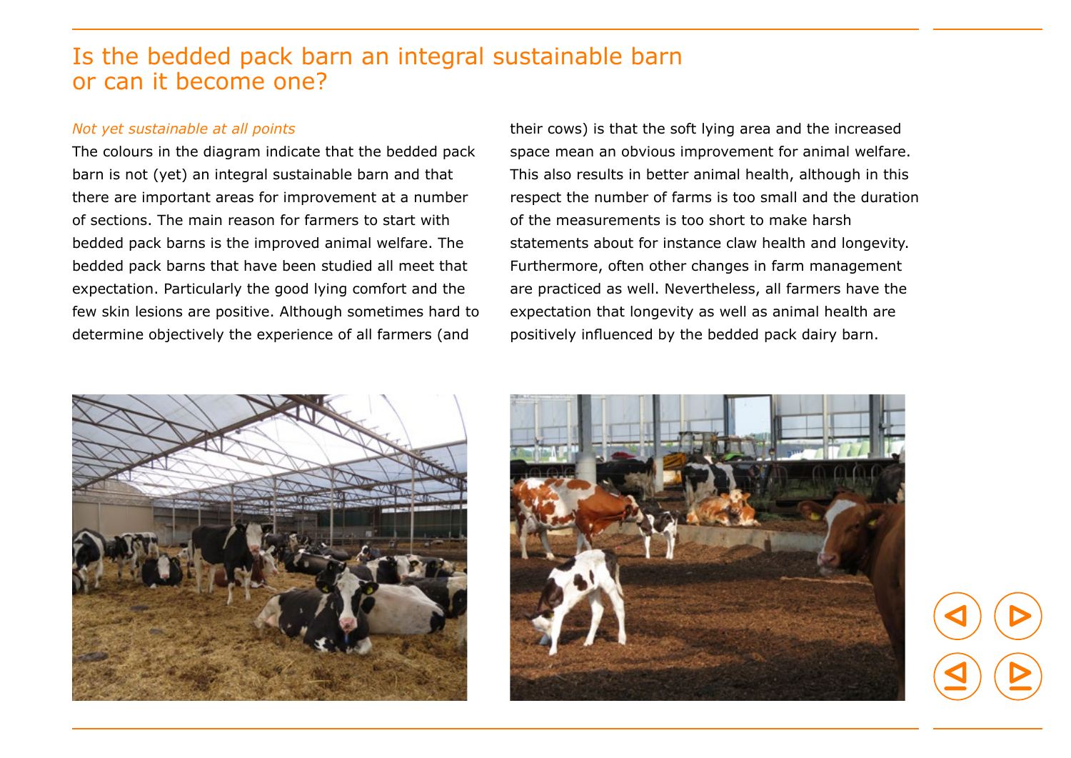# Is the bedded pack barn an integral sustainable barn or can it become one?

*Not yet sustainable at all points*

The colours in the diagram indicate that the bedded pack barn is not (yet) an integral sustainable barn and that there are important areas for improvement at a number of sections. The main reason for farmers to start with bedded pack barns is the improved animal welfare. The bedded pack barns that have been studied all meet that expectation. Particularly the good lying comfort and the few skin lesions are positive. Although sometimes hard to determine objectively the experience of all farmers (and their cows) is that the soft lying area and the increased space mean an obvious improvement for animal welfare. This also results in better animal health, although in this respect the number of farms is too small and the duration of the measurements is too short to make harsh statements about for instance claw health and longevity. Furthermore, often other changes in farm management are practiced as well. Nevertheless, all farmers have the expectation that longevity as well as animal health are positively influenced by the bedded pack dairy barn.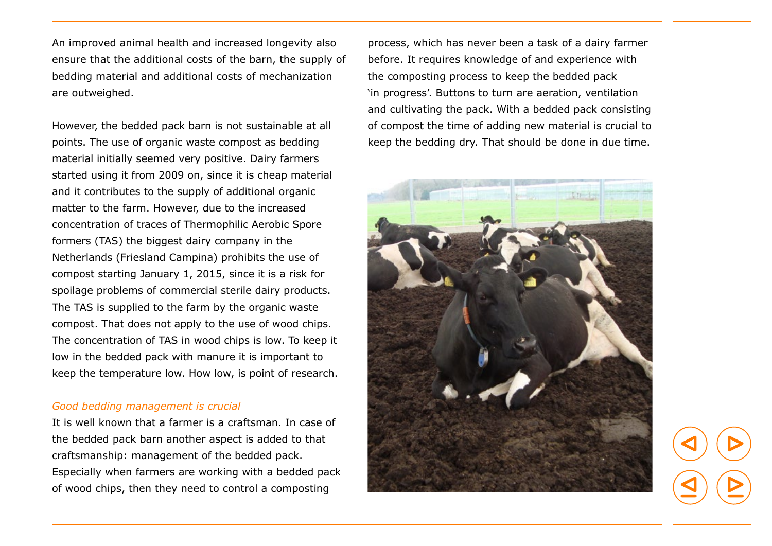An improved animal health and increased longevity also ensure that the additional costs of the barn, the supply of bedding material and additional costs of mechanization are outweighed.

However, the bedded pack barn is not sustainable at all points. The use of organic waste compost as bedding material initially seemed very positive. Dairy farmers started using it from 2009 on, since it is cheap material and it contributes to the supply of additional organic matter to the farm. However, due to the increased concentration of traces of Thermophilic Aerobic Spore formers (TAS) the biggest dairy company in the Netherlands (Friesland Campina) prohibits the use of compost starting January 1, 2015, since it is a risk for spoilage problems of commercial sterile dairy products. The TAS is supplied to the farm by the organic waste compost. That does not apply to the use of wood chips. The concentration of TAS in wood chips is low. To keep it low in the bedded pack with manure it is important to keep the temperature low. How low, is point of research.

*Good bedding management is crucial*

It is well known that a farmer is a craftsman. In case of the bedded pack barn another aspect is added to that craftsmanship: management of the bedded pack. Especially when farmers are working with a bedded pack of wood chips, then they need to control a composting process, which has never been a task of a dairy farmer before. It requires knowledge of and experience with the composting process to keep the bedded pack 'in progress'. Buttons to turn are aeration, ventilation and cultivating the pack. With a bedded pack consisting of compost the time of adding new material is crucial to keep the bedding dry. That should be done in due time.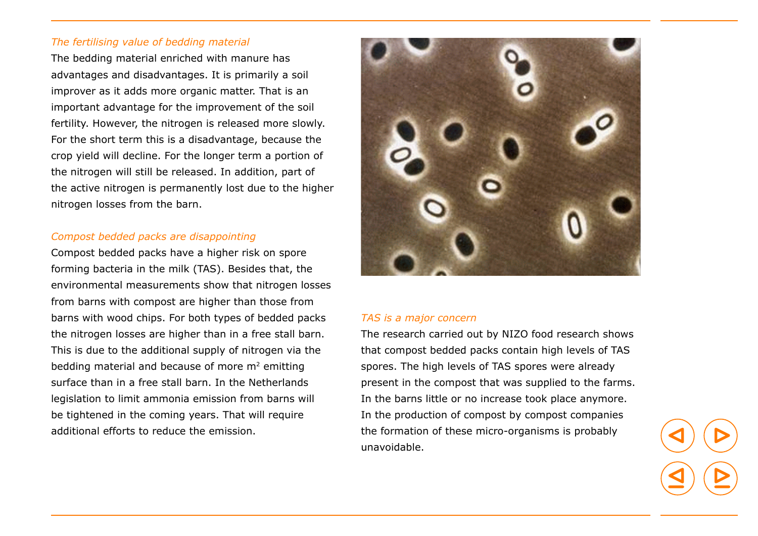### *The fertilising value of bedding material*

The bedding material enriched with manure has advantages and disadvantages. It is primarily a soil improver as it adds more organic matter. That is an important advantage for the improvement of the soil fertility. However, the nitrogen is released more slowly. For the short term this is a disadvantage, because the crop yield will decline. For the longer term a portion of the nitrogen will still be released. In addition, part of the active nitrogen is permanently lost due to the higher nitrogen losses from the barn.

### *Compost bedded packs are disappointing*

Compost bedded packs have a higher risk on spore forming bacteria in the milk (TAS). Besides that, the environmental measurements show that nitrogen losses from barns with compost are higher than those from barns with wood chips. For both types of bedded packs the nitrogen losses are higher than in a free stall barn. This is due to the additional supply of nitrogen via the bedding material and because of more $m^2$ emitting surface than in a free stall barn. In the Netherlands legislation to limit ammonia emission from barns will be tightened in the coming years. That will require additional efforts to reduce the emission.

### *TAS is a major concern*

The research carried out by NIZO food research shows that compost bedded packs contain high levels of TAS spores. The high levels of TAS spores were already present in the compost that was supplied to the farms. In the barns little or no increase took place anymore. In the production of compost by compost companies the formation of these micro-organisms is probably unavoidable.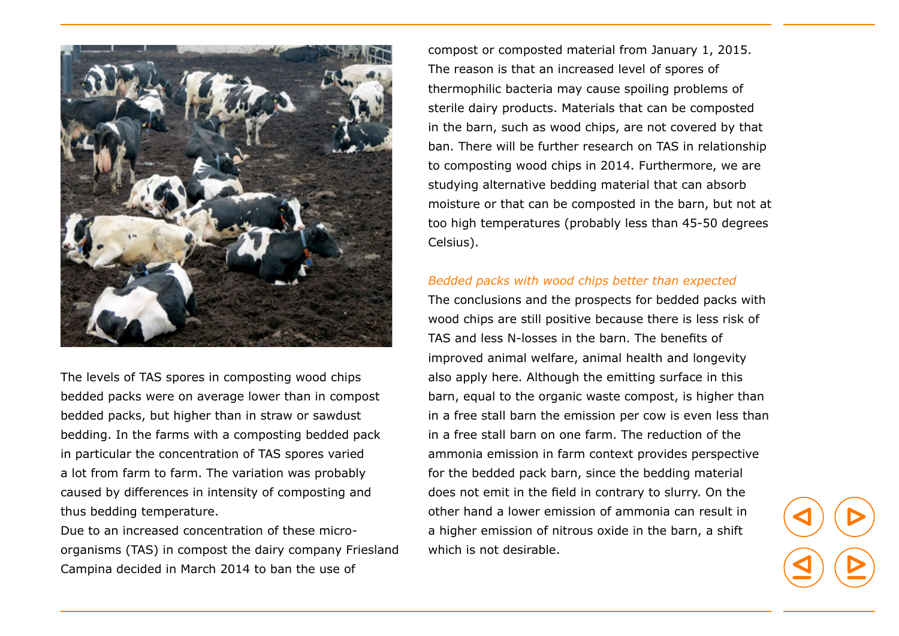The levels of TAS spores in composting wood chips bedded packs were on average lower than in compost bedded packs, but higher than in straw or sawdust bedding. In the farms with a composting bedded pack in particular the concentration of TAS spores varied a lot from farm to farm. The variation was probably caused by differences in intensity of composting and thus bedding temperature.

Due to an increased concentration of these micro-organisms (TAS) in compost the dairy company Friesland Campina decided in March 2014 to ban the use of compost or composted material from January 1, 2015. The reason is that an increased level of spores of thermophilic bacteria may cause spoiling problems of sterile dairy products. Materials that can be composted in the barn, such as wood chips, are not covered by that ban. There will be further research on TAS in relationship to composting wood chips in 2014. Furthermore, we are studying alternative bedding material that can absorb moisture or that can be composted in the barn, but not at too high temperatures (probably less than 45-50 degrees Celsius).

*Bedded packs with wood chips better than expected*

The conclusions and the prospects for bedded packs with wood chips are still positive because there is less risk of TAS and less N-losses in the barn. The benefits of improved animal welfare, animal health and longevity also apply here. Although the emitting surface in this barn, equal to the organic waste compost, is higher than in a free stall barn the emission per cow is even less than in a free stall barn on one farm. The reduction of the ammonia emission in farm context provides perspective for the bedded pack barn, since the bedding material does not emit in the field in contrary to slurry. On the other hand a lower emission of ammonia can result in a higher emission of nitrous oxide in the barn, a shift which is not desirable.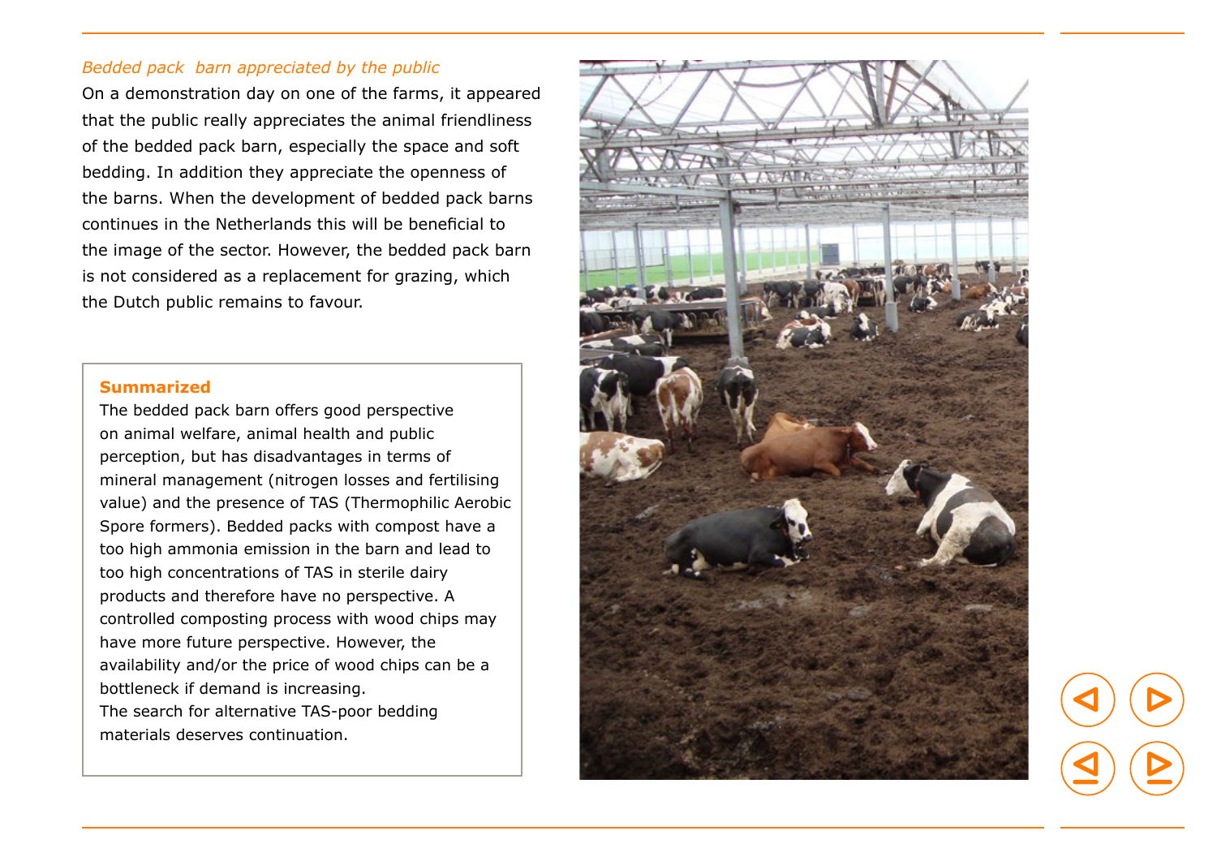*Bedded pack barn appreciated by the public*

On a demonstration day on one of the farms, it appeared that the public really appreciates the animal friendliness of the bedded pack barn, especially the space and soft bedding. In addition they appreciate the openness of the barns. When the development of bedded pack barns continues in the Netherlands this will be beneficial to the image of the sector. However, the bedded pack barn is not considered as a replacement for grazing, which the Dutch public remains to favour.

**Summarized**

The bedded pack barn offers good perspective on animal welfare, animal health and public perception, but has disadvantages in terms of mineral management (nitrogen losses and fertilising value) and the presence of TAS (Thermophilic Aerobic Spore formers). Bedded packs with compost have a too high ammonia emission in the barn and lead to too high concentrations of TAS in sterile dairy products and therefore have no perspective. A controlled composting process with wood chips may have more future perspective. However, the availability and/or the price of wood chips can be a bottleneck if demand is increasing.

The search for alternative TAS-poor bedding materials deserves continuation.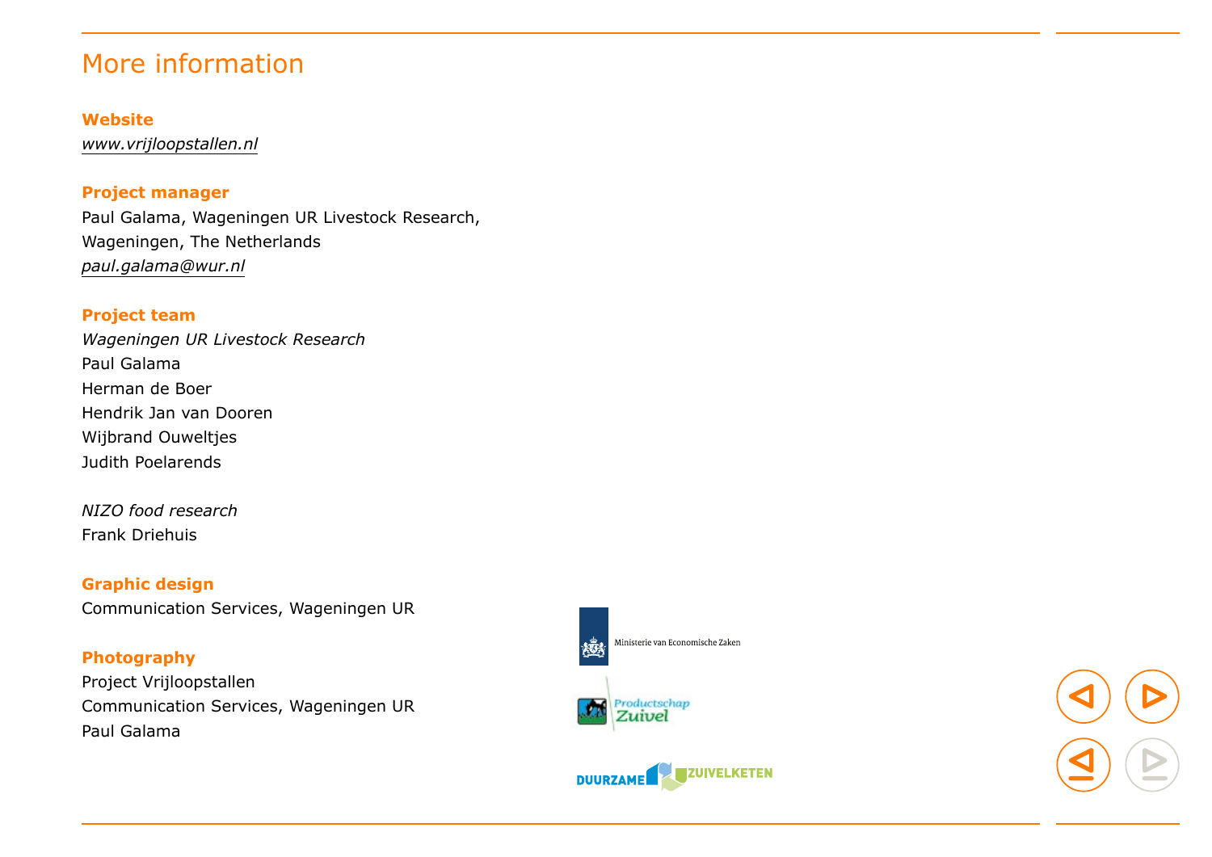# More information

**Website**
*www.vrijloopstallen.nl*

**Project manager**
Paul Galama, Wageningen UR Livestock Research,
Wageningen, The Netherlands
*paul.galama@wur.nl*

**Project team**
*Wageningen UR Livestock Research*
Paul Galama
Herman de Boer
Hendrik Jan van Dooren
Wijbrand Ouweltjes
Judith Poelarends

*NIZO food research*
Frank Driehuis

**Graphic design**
Communication Services, Wageningen UR

**Photography**
Project Vrijloopstallen
Communication Services, Wageningen UR
Paul Galama

Ministerie van Economische Zaken

Productschap Zuivel

DUURZAME ZUIVELKETEN